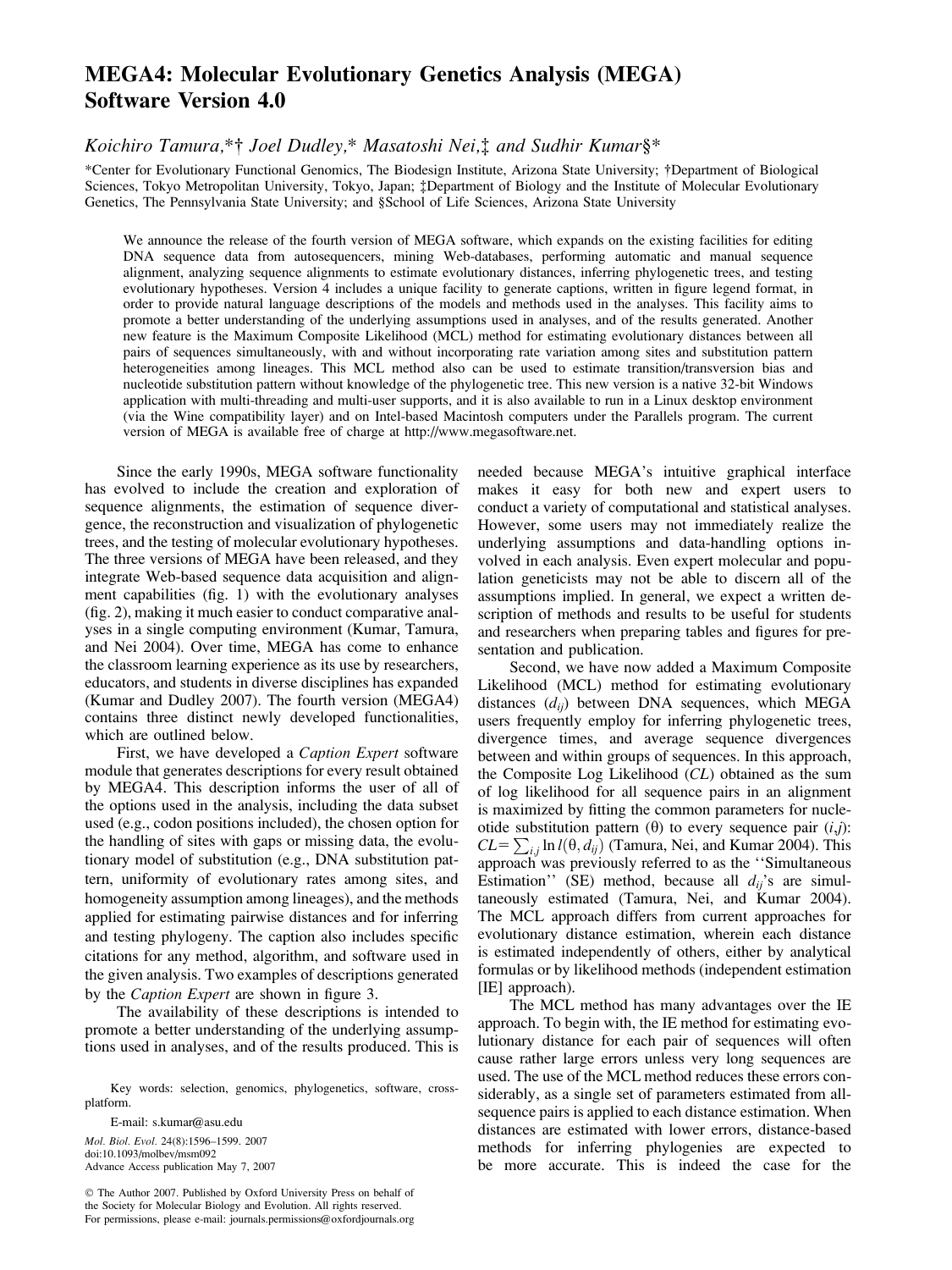# MEGA4: Molecular Evolutionary Genetics Analysis (MEGA) Software Version 4.0

*Koichiro Tamura,*† Joel Dudley,* Masatoshi Nei,‡ and Sudhir Kumar§**

*Center for Evolutionary Functional Genomics, The Biodesign Institute, Arizona State University; †Department of Biological Sciences, Tokyo Metropolitan University, Tokyo, Japan; ‡Department of Biology and the Institute of Molecular Evolutionary Genetics, The Pennsylvania State University; and §School of Life Sciences, Arizona State University

We announce the release of the fourth version of MEGA software, which expands on the existing facilities for editing DNA sequence data from autosequencers, mining Web-databases, performing automatic and manual sequence alignment, analyzing sequence alignments to estimate evolutionary distances, inferring phylogenetic trees, and testing evolutionary hypotheses. Version 4 includes a unique facility to generate captions, written in figure legend format, in order to provide natural language descriptions of the models and methods used in the analyses. This facility aims to promote a better understanding of the underlying assumptions used in analyses, and of the results generated. Another new feature is the Maximum Composite Likelihood (MCL) method for estimating evolutionary distances between all pairs of sequences simultaneously, with and without incorporating rate variation among sites and substitution pattern heterogeneities among lineages. This MCL method also can be used to estimate transition/transversion bias and nucleotide substitution pattern without knowledge of the phylogenetic tree. This new version is a native 32-bit Windows application with multi-threading and multi-user supports, and it is also available to run in a Linux desktop environment (via the Wine compatibility layer) and on Intel-based Macintosh computers under the Parallels program. The current version of MEGA is available free of charge at http://www.megasoftware.net.

Since the early 1990s, MEGA software functionality has evolved to include the creation and exploration of sequence alignments, the estimation of sequence divergence, the reconstruction and visualization of phylogenetic trees, and the testing of molecular evolutionary hypotheses. The three versions of MEGA have been released, and they integrate Web-based sequence data acquisition and alignment capabilities (fig. 1) with the evolutionary analyses (fig. 2), making it much easier to conduct comparative analyses in a single computing environment (Kumar, Tamura, and Nei 2004). Over time, MEGA has come to enhance the classroom learning experience as its use by researchers, educators, and students in diverse disciplines has expanded (Kumar and Dudley 2007). The fourth version (MEGA4) contains three distinct newly developed functionalities, which are outlined below.

First, we have developed a *Caption Expert* software module that generates descriptions for every result obtained by MEGA4. This description informs the user of all of the options used in the analysis, including the data subset used (e.g., codon positions included), the chosen option for the handling of sites with gaps or missing data, the evolutionary model of substitution (e.g., DNA substitution pattern, uniformity of evolutionary rates among sites, and homogeneity assumption among lineages), and the methods applied for estimating pairwise distances and for inferring and testing phylogeny. The caption also includes specific citations for any method, algorithm, and software used in the given analysis. Two examples of descriptions generated by the *Caption Expert* are shown in figure 3.

The availability of these descriptions is intended to promote a better understanding of the underlying assumptions used in analyses, and of the results produced. This is needed because MEGA's intuitive graphical interface makes it easy for both new and expert users to conduct a variety of computational and statistical analyses. However, some users may not immediately realize the underlying assumptions and data-handling options involved in each analysis. Even expert molecular and population geneticists may not be able to discern all of the assumptions implied. In general, we expect a written description of methods and results to be useful for students and researchers when preparing tables and figures for presentation and publication.

Second, we have now added a Maximum Composite Likelihood (MCL) method for estimating evolutionary distances ($d_{ij}$) between DNA sequences, which MEGA users frequently employ for inferring phylogenetic trees, divergence times, and average sequence divergences between and within groups of sequences. In this approach, the Composite Log Likelihood (*CL*) obtained as the sum of log likelihood for all sequence pairs in an alignment is maximized by fitting the common parameters for nucleotide substitution pattern ($\theta$) to every sequence pair ($i$,$j$): $CL = \sum_{i,j} \ln l(\theta, d_{ij})$ (Tamura, Nei, and Kumar 2004). This approach was previously referred to as the ''Simultaneous Estimation'' (SE) method, because all $d_{ij}$'s are simultaneously estimated (Tamura, Nei, and Kumar 2004). The MCL approach differs from current approaches for evolutionary distance estimation, wherein each distance is estimated independently of others, either by analytical formulas or by likelihood methods (independent estimation [IE] approach).

The MCL method has many advantages over the IE approach. To begin with, the IE method for estimating evolutionary distance for each pair of sequences will often cause rather large errors unless very long sequences are used. The use of the MCL method reduces these errors considerably, as a single set of parameters estimated from all-sequence pairs is applied to each distance estimation. When distances are estimated with lower errors, distance-based methods for inferring phylogenies are expected to be more accurate. This is indeed the case for the

Key words: selection, genomics, phylogenetics, software, cross-platform.

E-mail: s.kumar@asu.edu

*Mol. Biol. Evol.* 24(8):1596–1599. 2007
doi:10.1093/molbev/msm092
Advance Access publication May 7, 2007

© The Author 2007. Published by Oxford University Press on behalf of the Society for Molecular Biology and Evolution. All rights reserved. For permissions, please e-mail: journals.permissions@oxfordjournals.org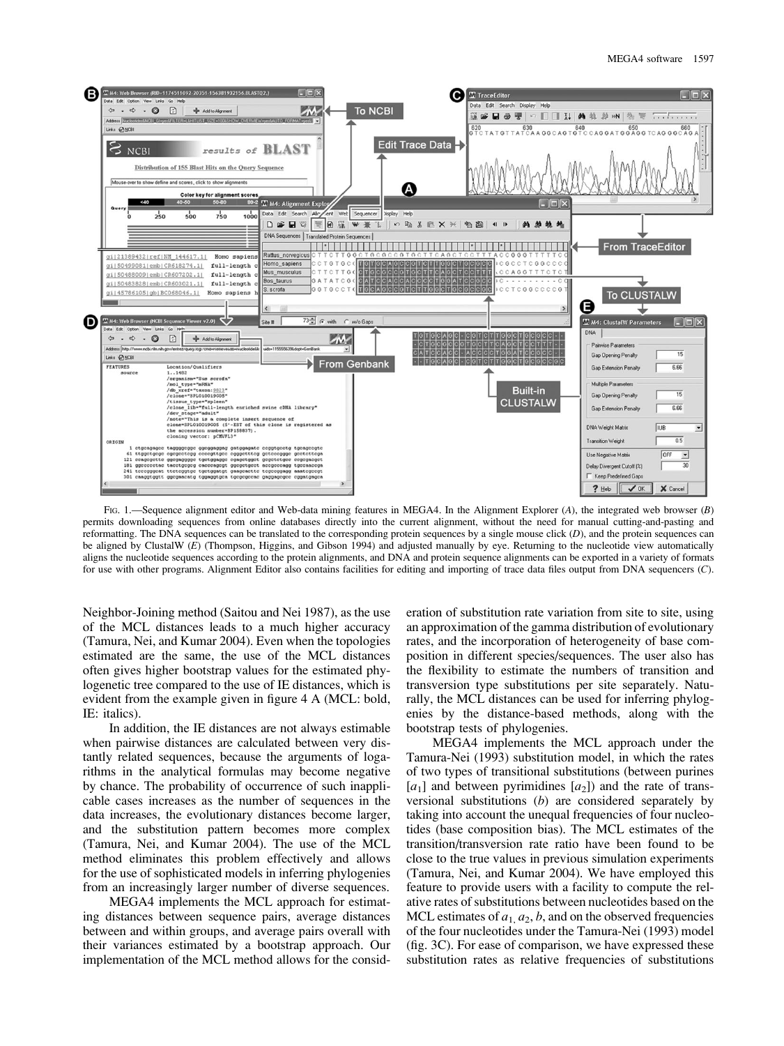FIG. 1.—Sequence alignment editor and Web-data mining features in MEGA4. In the Alignment Explorer (*A*), the integrated web browser (*B*) permits downloading sequences from online databases directly into the current alignment, without the need for manual cutting-and-pasting and reformatting. The DNA sequences can be translated to the corresponding protein sequences by a single mouse click (*D*), and the protein sequences can be aligned by ClustalW (*E*) (Thompson, Higgins, and Gibson 1994) and adjusted manually by eye. Returning to the nucleotide view automatically aligns the nucleotide sequences according to the protein alignments, and DNA and protein sequence alignments can be exported in a variety of formats for use with other programs. Alignment Editor also contains facilities for editing and importing of trace data files output from DNA sequencers (*C*).

Neighbor-Joining method (Saitou and Nei 1987), as the use of the MCL distances leads to a much higher accuracy (Tamura, Nei, and Kumar 2004). Even when the topologies estimated are the same, the use of the MCL distances often gives higher bootstrap values for the estimated phylogenetic tree compared to the use of IE distances, which is evident from the example given in figure 4 A (MCL: bold, IE: italics).

In addition, the IE distances are not always estimable when pairwise distances are calculated between very distantly related sequences, because the arguments of logarithms in the analytical formulas may become negative by chance. The probability of occurrence of such inapplicable cases increases as the number of sequences in the data increases, the evolutionary distances become larger, and the substitution pattern becomes more complex (Tamura, Nei, and Kumar 2004). The use of the MCL method eliminates this problem effectively and allows for the use of sophisticated models in inferring phylogenies from an increasingly larger number of diverse sequences.

MEGA4 implements the MCL approach for estimating distances between sequence pairs, average distances between and within groups, and average pairs overall with their variances estimated by a bootstrap approach. Our implementation of the MCL method allows for the consideration of substitution rate variation from site to site, using an approximation of the gamma distribution of evolutionary rates, and the incorporation of heterogeneity of base composition in different species/sequences. The user also has the flexibility to estimate the numbers of transition and transversion type substitutions per site separately. Naturally, the MCL distances can be used for inferring phylogenies by the distance-based methods, along with the bootstrap tests of phylogenies.

MEGA4 implements the MCL approach under the Tamura-Nei (1993) substitution model, in which the rates of two types of transitional substitutions (between purines [$a_1$] and between pyrimidines [$a_2$]) and the rate of transversional substitutions ($b$) are considered separately by taking into account the unequal frequencies of four nucleotides (base composition bias). The MCL estimates of the transition/transversion rate ratio have been found to be close to the true values in previous simulation experiments (Tamura, Nei, and Kumar 2004). We have employed this feature to provide users with a facility to compute the relative rates of substitutions between nucleotides based on the MCL estimates of $a_1$, $a_2$, $b$, and on the observed frequencies of the four nucleotides under the Tamura-Nei (1993) model (fig. 3C). For ease of comparison, we have expressed these substitution rates as relative frequencies of substitutions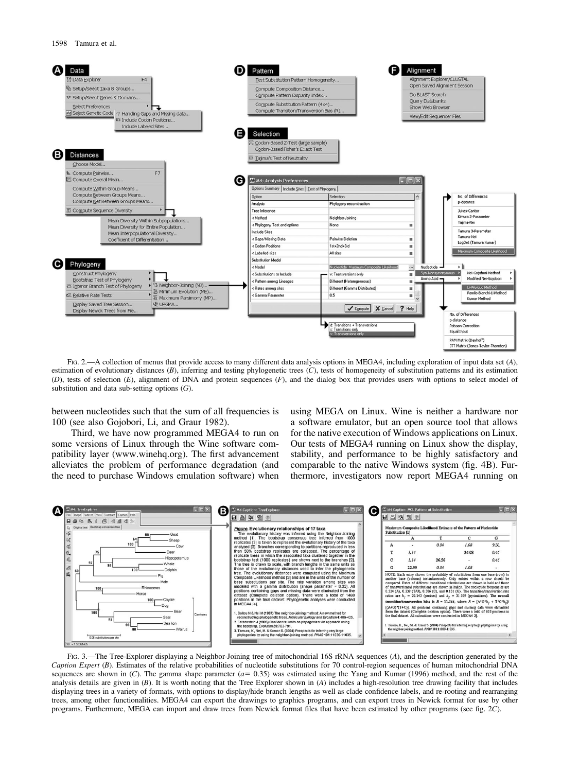FIG. 2.—A collection of menus that provide access to many different data analysis options in MEGA4, including exploration of input data set (*A*), estimation of evolutionary distances (*B*), inferring and testing phylogenetic trees (*C*), tests of homogeneity of substitution patterns and its estimation (*D*), tests of selection (*E*), alignment of DNA and protein sequences (*F*), and the dialog box that provides users with options to select model of substitution and data sub-setting options (*G*).

between nucleotides such that the sum of all frequencies is 100 (see also Gojobori, Li, and Graur 1982).

Third, we have now programmed MEGA4 to run on some versions of Linux through the Wine software compatibility layer (www.winehq.org). The first advancement alleviates the problem of performance degradation (and the need to purchase Windows emulation software) when using MEGA on Linux. Wine is neither a hardware nor a software emulator, but an open source tool that allows for the native execution of Windows applications on Linux. Our tests of MEGA4 running on Linux show the display, stability, and performance to be highly satisfactory and comparable to the native Windows system (fig. 4B). Furthermore, investigators now report MEGA4 running on

FIG. 3.—The Tree-Explorer displaying a Neighbor-Joining tree of mitochondrial 16S rRNA sequences (*A*), and the description generated by the *Caption Expert* (*B*). Estimates of the relative probabilities of nucleotide substitutions for 70 control-region sequences of human mitochondrial DNA sequences are shown in (*C*). The gamma shape parameter ($a = 0.35$) was estimated using the Yang and Kumar (1996) method, and the rest of the analysis details are given in (*B*). It is worth noting that the Tree Explorer shown in (*A*) includes a high-resolution tree drawing facility that includes displaying trees in a variety of formats, with options to display/hide branch lengths as well as scale confidence labels, and re-rooting and rearranging trees, among other functionalities. MEGA4 can export the drawings to graphics programs, and can export trees in Newick format for use by other programs. Furthermore, MEGA can import and draw trees from Newick format files that have been estimated by other programs (see fig. 2*C*).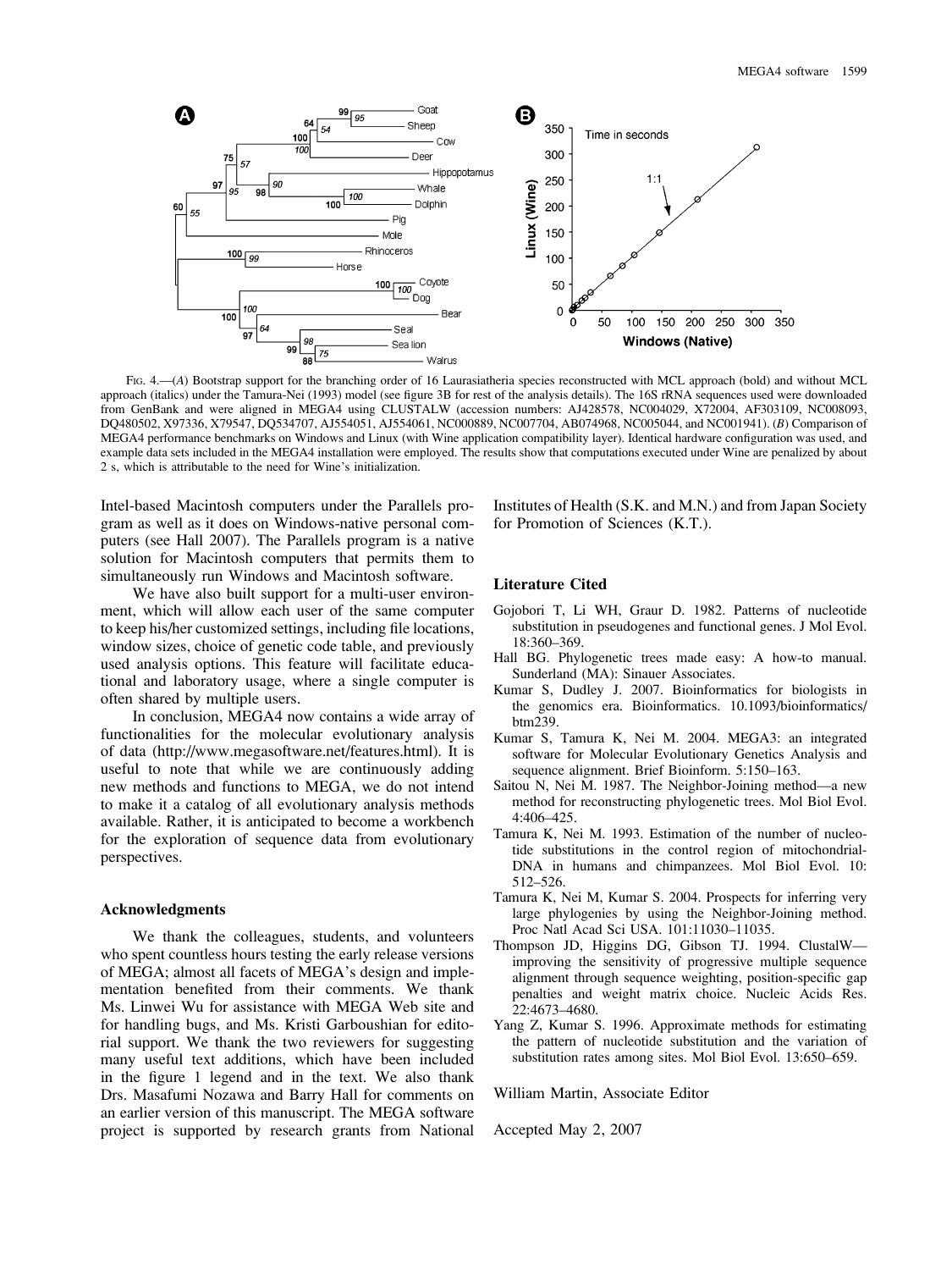A

99
95
Goat
64
54
Sheep
100
100
Cow
75
57
Deer
Hippopotamus
97
95
98
90
Whale
100
100
Dolphin
60
55
Pig
Mole
100
99
Rhinoceros
Horse
100
100
Coyote
Dog
100
100
Bear
97
64
Seal
99
98
Sea lion
88
75
Walrus

B

Time in seconds
1:1
Linux (Wine)
Windows (Native)
0
50
100
150
200
250
300
350
0
50
100
150
200
250
300
350

FIG. 4.—(*A*) Bootstrap support for the branching order of 16 Laurasiatheria species reconstructed with MCL approach (bold) and without MCL approach (italics) under the Tamura-Nei (1993) model (see figure 3B for rest of the analysis details). The 16S rRNA sequences used were downloaded from GenBank and were aligned in MEGA4 using CLUSTALW (accession numbers: AJ428578, NC004029, X72004, AF303109, NC008093, DQ480502, X97336, X79547, DQ534707, AJ554051, AJ554061, NC000889, NC007704, AB074968, NC005044, and NC001941). (*B*) Comparison of MEGA4 performance benchmarks on Windows and Linux (with Wine application compatibility layer). Identical hardware configuration was used, and example data sets included in the MEGA4 installation were employed. The results show that computations executed under Wine are penalized by about 2 s, which is attributable to the need for Wine's initialization.

Intel-based Macintosh computers under the Parallels program as well as it does on Windows-native personal computers (see Hall 2007). The Parallels program is a native solution for Macintosh computers that permits them to simultaneously run Windows and Macintosh software.

We have also built support for a multi-user environment, which will allow each user of the same computer to keep his/her customized settings, including file locations, window sizes, choice of genetic code table, and previously used analysis options. This feature will facilitate educational and laboratory usage, where a single computer is often shared by multiple users.

In conclusion, MEGA4 now contains a wide array of functionalities for the molecular evolutionary analysis of data (http://www.megasoftware.net/features.html). It is useful to note that while we are continuously adding new methods and functions to MEGA, we do not intend to make it a catalog of all evolutionary analysis methods available. Rather, it is anticipated to become a workbench for the exploration of sequence data from evolutionary perspectives.

## Acknowledgments

We thank the colleagues, students, and volunteers who spent countless hours testing the early release versions of MEGA; almost all facets of MEGA's design and implementation benefited from their comments. We thank Ms. Linwei Wu for assistance with MEGA Web site and for handling bugs, and Ms. Kristi Garboushian for editorial support. We thank the two reviewers for suggesting many useful text additions, which have been included in the figure 1 legend and in the text. We also thank Drs. Masafumi Nozawa and Barry Hall for comments on an earlier version of this manuscript. The MEGA software project is supported by research grants from National Institutes of Health (S.K. and M.N.) and from Japan Society for Promotion of Sciences (K.T.).

## Literature Cited

Gojobori T, Li WH, Graur D. 1982. Patterns of nucleotide substitution in pseudogenes and functional genes. J Mol Evol. 18:360–369.

Hall BG. Phylogenetic trees made easy: A how-to manual. Sunderland (MA): Sinauer Associates.

Kumar S, Dudley J. 2007. Bioinformatics for biologists in the genomics era. Bioinformatics. 10.1093/bioinformatics/btm239.

Kumar S, Tamura K, Nei M. 2004. MEGA3: an integrated software for Molecular Evolutionary Genetics Analysis and sequence alignment. Brief Bioinform. 5:150–163.

Saitou N, Nei M. 1987. The Neighbor-Joining method—a new method for reconstructing phylogenetic trees. Mol Biol Evol. 4:406–425.

Tamura K, Nei M. 1993. Estimation of the number of nucleotide substitutions in the control region of mitochondrial-DNA in humans and chimpanzees. Mol Biol Evol. 10: 512–526.

Tamura K, Nei M, Kumar S. 2004. Prospects for inferring very large phylogenies by using the Neighbor-Joining method. Proc Natl Acad Sci USA. 101:11030–11035.

Thompson JD, Higgins DG, Gibson TJ. 1994. ClustalW—improving the sensitivity of progressive multiple sequence alignment through sequence weighting, position-specific gap penalties and weight matrix choice. Nucleic Acids Res. 22:4673–4680.

Yang Z, Kumar S. 1996. Approximate methods for estimating the pattern of nucleotide substitution and the variation of substitution rates among sites. Mol Biol Evol. 13:650–659.

William Martin, Associate Editor

Accepted May 2, 2007